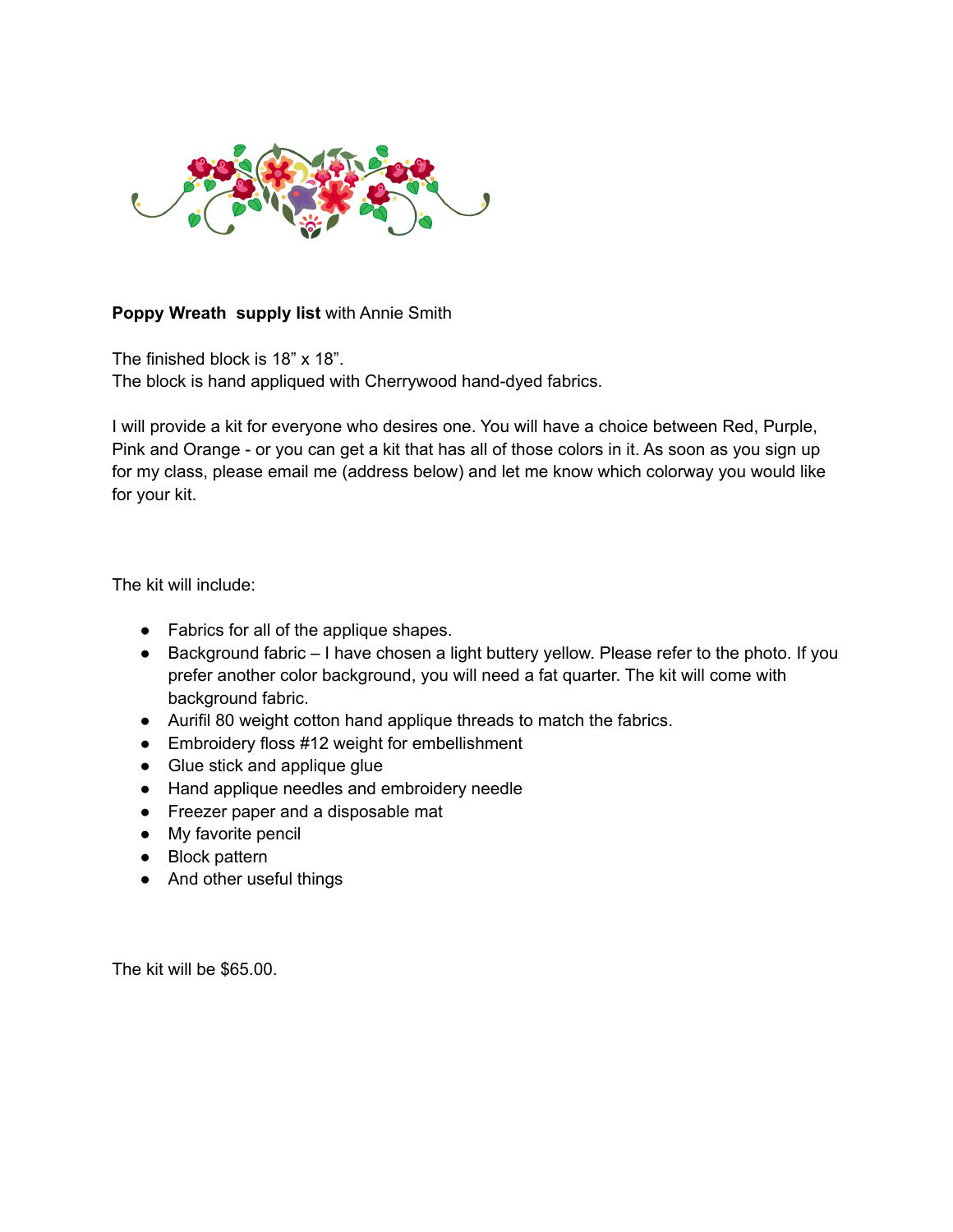**Poppy Wreath supply list** with Annie Smith

The finished block is 18" x 18".
The block is hand appliqued with Cherrywood hand-dyed fabrics.

I will provide a kit for everyone who desires one. You will have a choice between Red, Purple, Pink and Orange - or you can get a kit that has all of those colors in it. As soon as you sign up for my class, please email me (address below) and let me know which colorway you would like for your kit.

The kit will include:

- Fabrics for all of the applique shapes.
- Background fabric – I have chosen a light buttery yellow. Please refer to the photo. If you prefer another color background, you will need a fat quarter. The kit will come with background fabric.
- Aurifil 80 weight cotton hand applique threads to match the fabrics.
- Embroidery floss #12 weight for embellishment
- Glue stick and applique glue
- Hand applique needles and embroidery needle
- Freezer paper and a disposable mat
- My favorite pencil
- Block pattern
- And other useful things

The kit will be $65.00.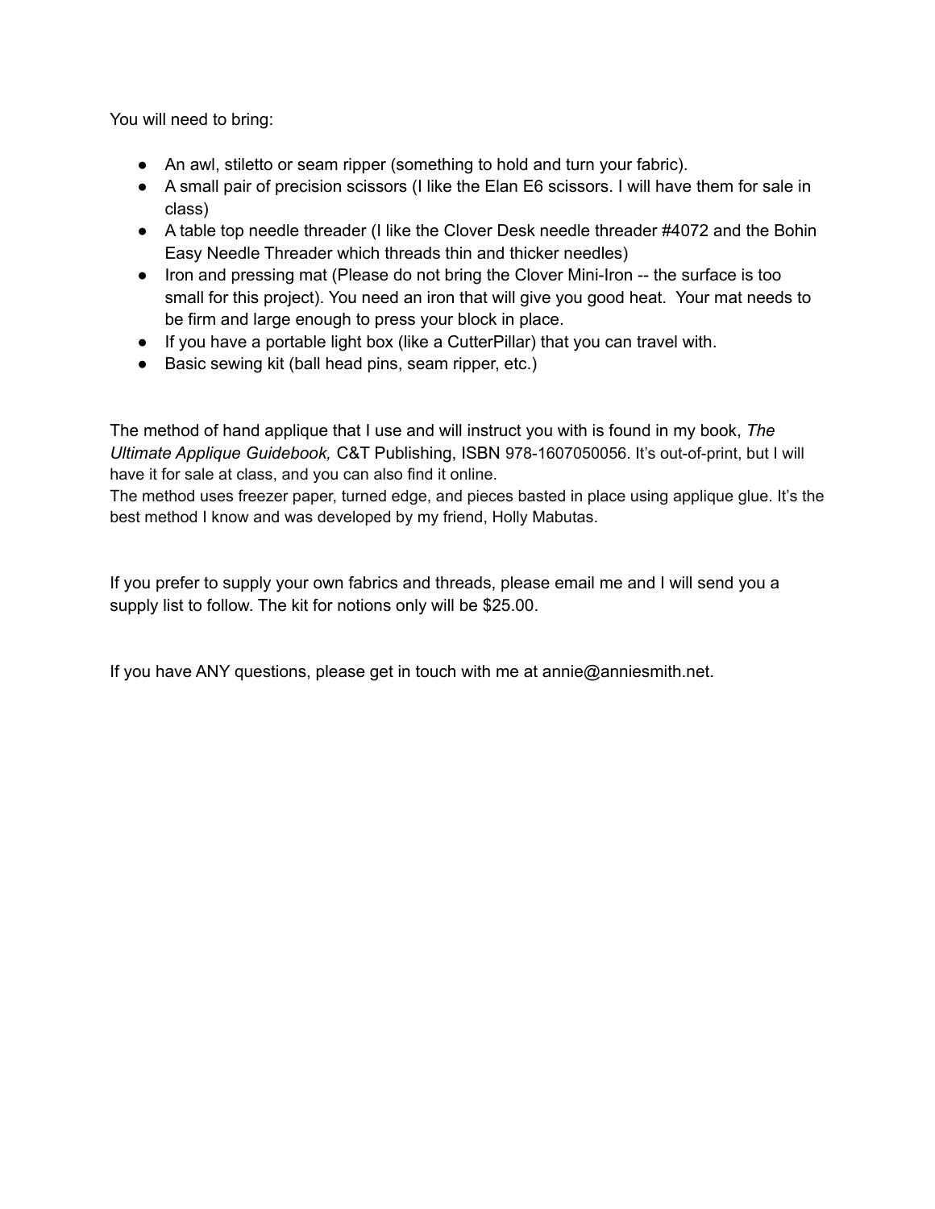You will need to bring:

- An awl, stiletto or seam ripper (something to hold and turn your fabric).
- A small pair of precision scissors (I like the Elan E6 scissors. I will have them for sale in class)
- A table top needle threader (I like the Clover Desk needle threader #4072 and the Bohin Easy Needle Threader which threads thin and thicker needles)
- Iron and pressing mat (Please do not bring the Clover Mini-Iron -- the surface is too small for this project). You need an iron that will give you good heat. Your mat needs to be firm and large enough to press your block in place.
- If you have a portable light box (like a CutterPillar) that you can travel with.
- Basic sewing kit (ball head pins, seam ripper, etc.)

The method of hand applique that I use and will instruct you with is found in my book, *The Ultimate Applique Guidebook,* C&T Publishing, ISBN 978-1607050056. It's out-of-print, but I will have it for sale at class, and you can also find it online.
The method uses freezer paper, turned edge, and pieces basted in place using applique glue. It's the best method I know and was developed by my friend, Holly Mabutas.

If you prefer to supply your own fabrics and threads, please email me and I will send you a supply list to follow. The kit for notions only will be $25.00.

If you have ANY questions, please get in touch with me at annie@anniesmith.net.